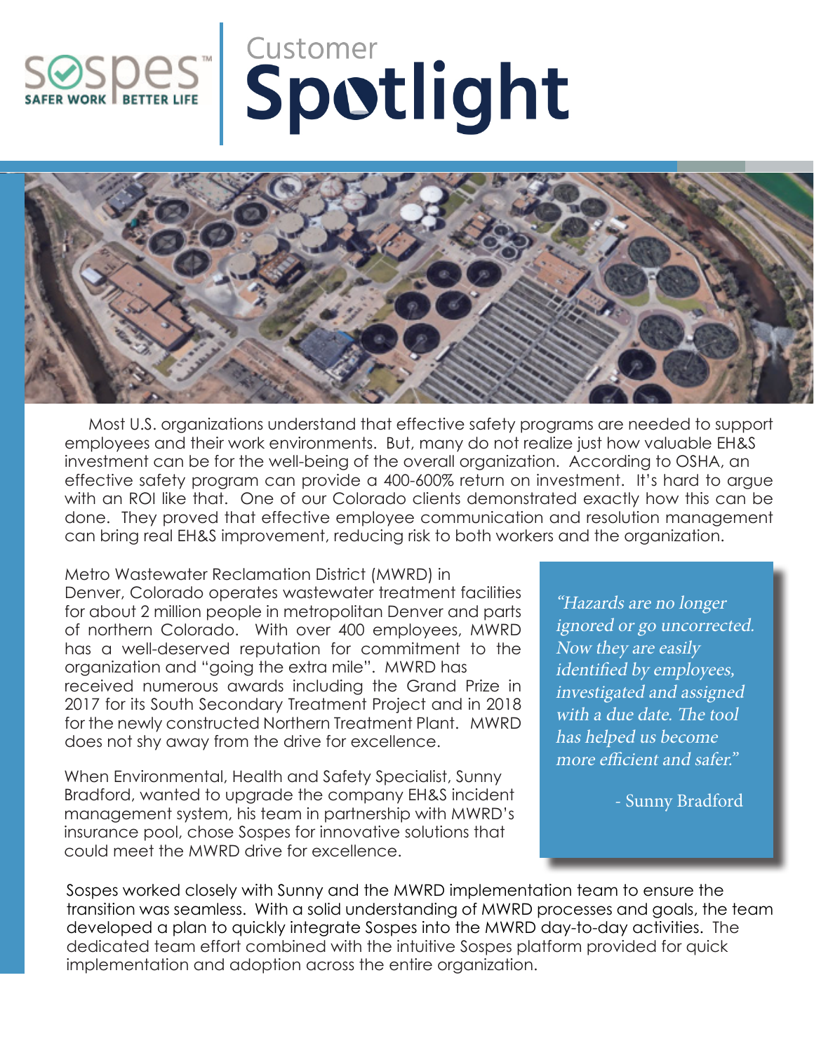# Customer Spotlight

Most U.S. organizations understand that effective safety programs are needed to support employees and their work environments. But, many do not realize just how valuable EH&S investment can be for the well-being of the overall organization. According to OSHA, an effective safety program can provide a 400-600% return on investment. It's hard to argue with an ROI like that. One of our Colorado clients demonstrated exactly how this can be done. They proved that effective employee communication and resolution management can bring real EH&S improvement, reducing risk to both workers and the organization.

Metro Wastewater Reclamation District (MWRD) in Denver, Colorado operates wastewater treatment facilities for about 2 million people in metropolitan Denver and parts of northern Colorado. With over 400 employees, MWRD has a well-deserved reputation for commitment to the organization and "going the extra mile". MWRD has received numerous awards including the Grand Prize in 2017 for its South Secondary Treatment Project and in 2018 for the newly constructed Northern Treatment Plant. MWRD does not shy away from the drive for excellence.

When Environmental, Health and Safety Specialist, Sunny Bradford, wanted to upgrade the company EH&S incident management system, his team in partnership with MWRD's insurance pool, chose Sospes for innovative solutions that could meet the MWRD drive for excellence.

> *"Hazards are no longer ignored or go uncorrected. Now they are easily identified by employees, investigated and assigned with a due date. The tool has helped us become more efficient and safer."*
>
> \- Sunny Bradford

Sospes worked closely with Sunny and the MWRD implementation team to ensure the transition was seamless. With a solid understanding of MWRD processes and goals, the team developed a plan to quickly integrate Sospes into the MWRD day-to-day activities. The dedicated team effort combined with the intuitive Sospes platform provided for quick implementation and adoption across the entire organization.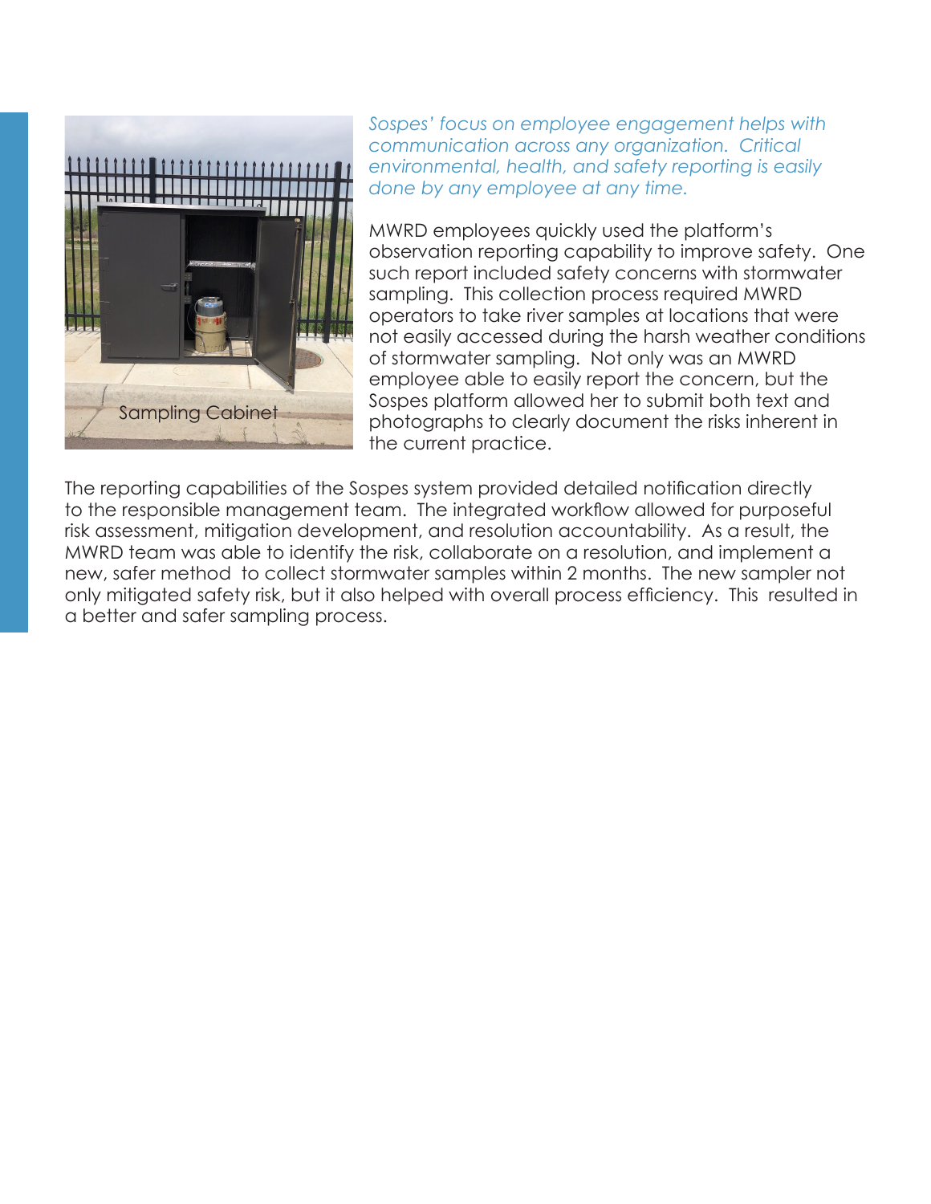Sampling Cabinet

*Sospes' focus on employee engagement helps with communication across any organization. Critical environmental, health, and safety reporting is easily done by any employee at any time.*

MWRD employees quickly used the platform's observation reporting capability to improve safety. One such report included safety concerns with stormwater sampling. This collection process required MWRD operators to take river samples at locations that were not easily accessed during the harsh weather conditions of stormwater sampling. Not only was an MWRD employee able to easily report the concern, but the Sospes platform allowed her to submit both text and photographs to clearly document the risks inherent in the current practice.

The reporting capabilities of the Sospes system provided detailed notification directly to the responsible management team. The integrated workflow allowed for purposeful risk assessment, mitigation development, and resolution accountability. As a result, the MWRD team was able to identify the risk, collaborate on a resolution, and implement a new, safer method to collect stormwater samples within 2 months. The new sampler not only mitigated safety risk, but it also helped with overall process efficiency. This resulted in a better and safer sampling process.